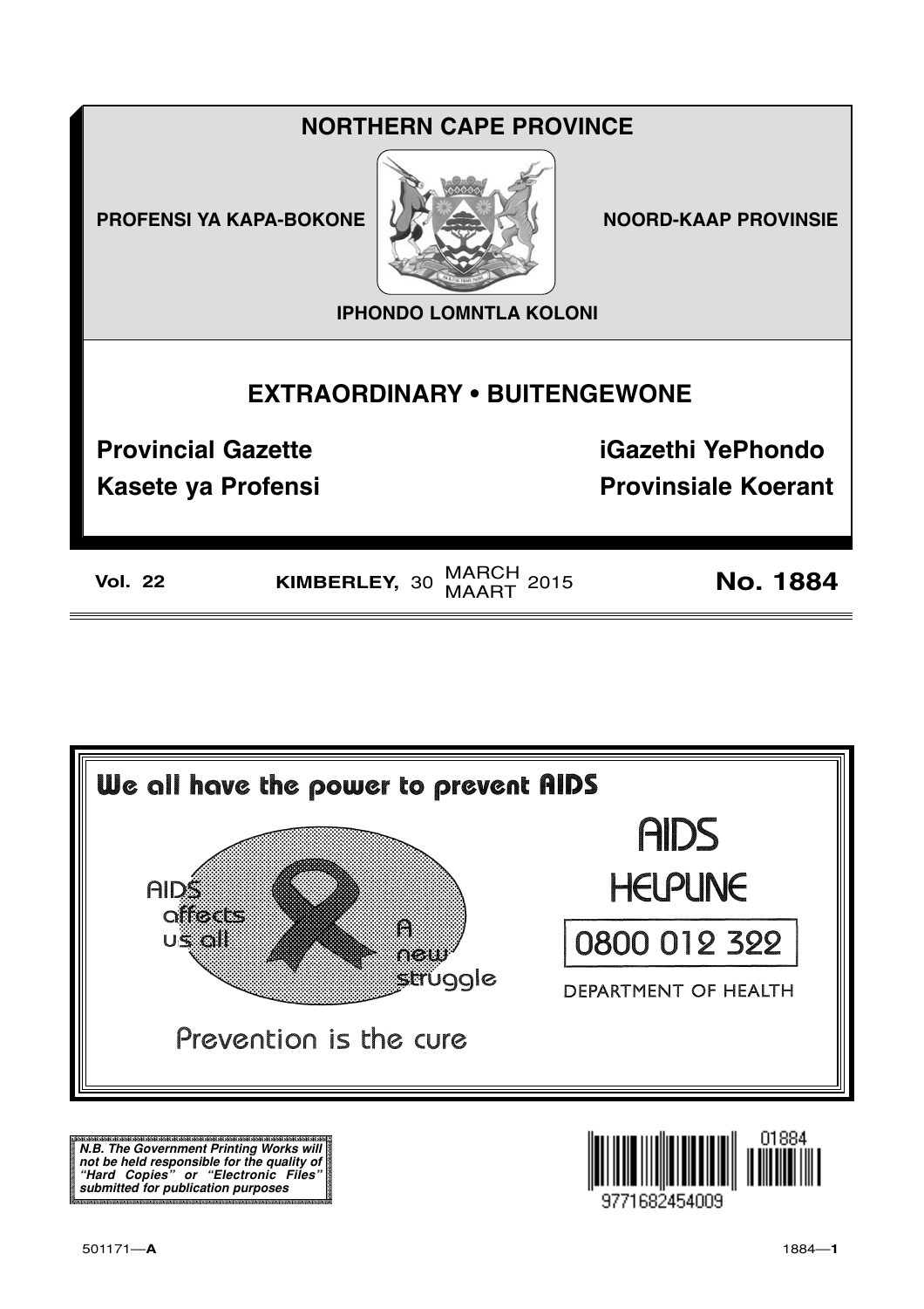# NORTHERN CAPE PROVINCE

**PROFENSI YA KAPA-BOKONE** | **NOORD-KAAP PROVINSIE**

**IPHONDO LOMNTLA KOLONI**

## EXTRAORDINARY • BUITENGEWONE

**Provincial Gazette** | **iGazethi YePhondo**

**Kasete ya Profensi** | **Provinsiale Koerant**

**Vol. 22** | **KIMBERLEY,** 30 MARCH / MAART 2015 | **No. 1884**

---

**We all have the power to prevent AIDS**

AIDS affects us all

A new struggle

Prevention is the cure

AIDS HELPLINE

0800 012 322

DEPARTMENT OF HEALTH

***N.B. The Government Printing Works will not be held responsible for the quality of "Hard Copies" or "Electronic Files" submitted for publication purposes***

9771682454009 01884

501171—**A**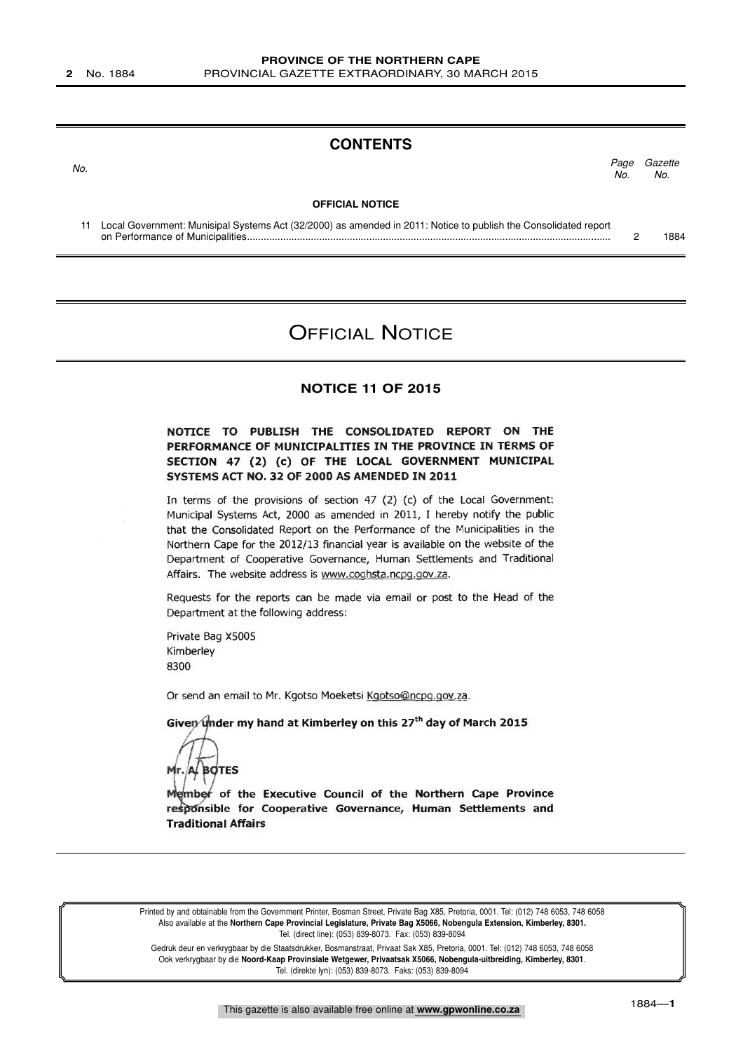## CONTENTS

| No. | | Page No. | Gazette No. |
|---|---|---|---|
| | **OFFICIAL NOTICE** | | |
| 11 | Local Government: Munisipal Systems Act (32/2000) as amended in 2011: Notice to publish the Consolidated report on Performance of Municipalities | 2 | 1884 |

# OFFICIAL NOTICE

## NOTICE 11 OF 2015

**NOTICE TO PUBLISH THE CONSOLIDATED REPORT ON THE PERFORMANCE OF MUNICIPALITIES IN THE PROVINCE IN TERMS OF SECTION 47 (2) (c) OF THE LOCAL GOVERNMENT MUNICIPAL SYSTEMS ACT NO. 32 OF 2000 AS AMENDED IN 2011**

In terms of the provisions of section 47 (2) (c) of the Local Government: Municipal Systems Act, 2000 as amended in 2011, I hereby notify the public that the Consolidated Report on the Performance of the Municipalities in the Northern Cape for the 2012/13 financial year is available on the website of the Department of Cooperative Governance, Human Settlements and Traditional Affairs. The website address is www.coghsta.ncpg.gov.za.

Requests for the reports can be made via email or post to the Head of the Department at the following address:

Private Bag X5005
Kimberley
8300

Or send an email to Mr. Kgotso Moeketsi Kgotso@ncpg.gov.za.

**Given under my hand at Kimberley on this 27th day of March 2015**

**Mr. A. BOTES**

**Member of the Executive Council of the Northern Cape Province responsible for Cooperative Governance, Human Settlements and Traditional Affairs**

Printed by and obtainable from the Government Printer, Bosman Street, Private Bag X85, Pretoria, 0001. Tel: (012) 748 6053, 748 6058
Also available at the **Northern Cape Provincial Legislature, Private Bag X5066, Nobengula Extension, Kimberley, 8301.**
Tel. (direct line): (053) 839-8073. Fax: (053) 839-8094

Gedruk deur en verkrygbaar by die Staatsdrukker, Bosmanstraat, Privaat Sak X85, Pretoria, 0001. Tel: (012) 748 6053, 748 6058
Ook verkrygbaar by die **Noord-Kaap Provinsiale Wetgewer, Privaatsak X5066, Nobengula-uitbreiding, Kimberley, 8301**.
Tel. (direkte lyn): (053) 839-8073. Faks: (053) 839-8094